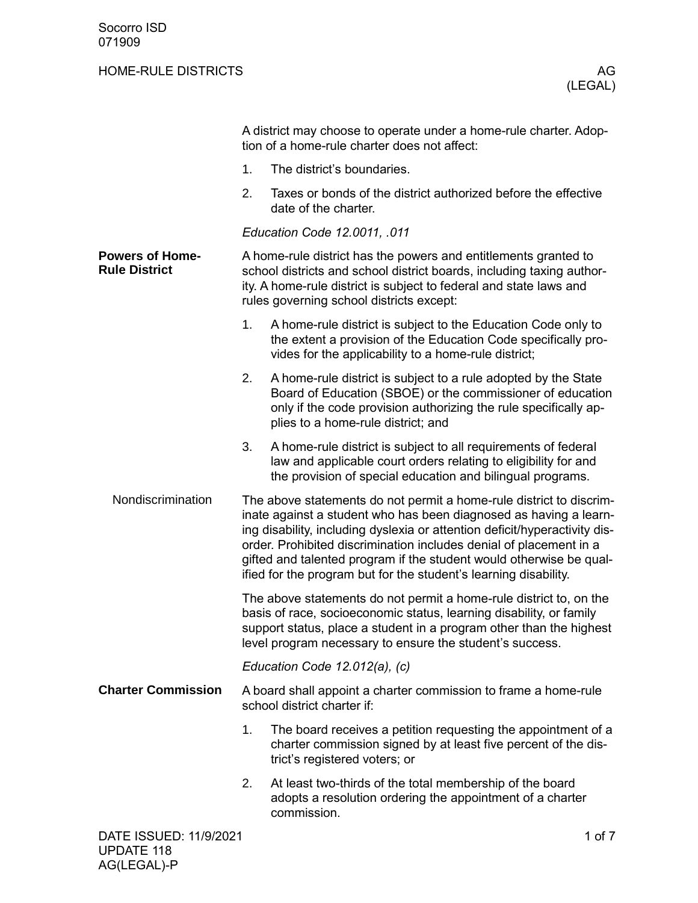# HOME-RULE DISTRICTS AG (LEGAL)

A district may choose to operate under a home-rule charter. Adoption of a home-rule charter does not affect:

1. The district's boundaries.
2. Taxes or bonds of the district authorized before the effective date of the charter.

*Education Code 12.0011, .011*

## Powers of Home-Rule District

A home-rule district has the powers and entitlements granted to school districts and school district boards, including taxing authority. A home-rule district is subject to federal and state laws and rules governing school districts except:

1. A home-rule district is subject to the Education Code only to the extent a provision of the Education Code specifically provides for the applicability to a home-rule district;
2. A home-rule district is subject to a rule adopted by the State Board of Education (SBOE) or the commissioner of education only if the code provision authorizing the rule specifically applies to a home-rule district; and
3. A home-rule district is subject to all requirements of federal law and applicable court orders relating to eligibility for and the provision of special education and bilingual programs.

### Nondiscrimination

The above statements do not permit a home-rule district to discriminate against a student who has been diagnosed as having a learning disability, including dyslexia or attention deficit/hyperactivity disorder. Prohibited discrimination includes denial of placement in a gifted and talented program if the student would otherwise be qualified for the program but for the student's learning disability.

The above statements do not permit a home-rule district to, on the basis of race, socioeconomic status, learning disability, or family support status, place a student in a program other than the highest level program necessary to ensure the student's success.

*Education Code 12.012(a), (c)*

## Charter Commission

A board shall appoint a charter commission to frame a home-rule school district charter if:

1. The board receives a petition requesting the appointment of a charter commission signed by at least five percent of the district's registered voters; or
2. At least two-thirds of the total membership of the board adopts a resolution ordering the appointment of a charter commission.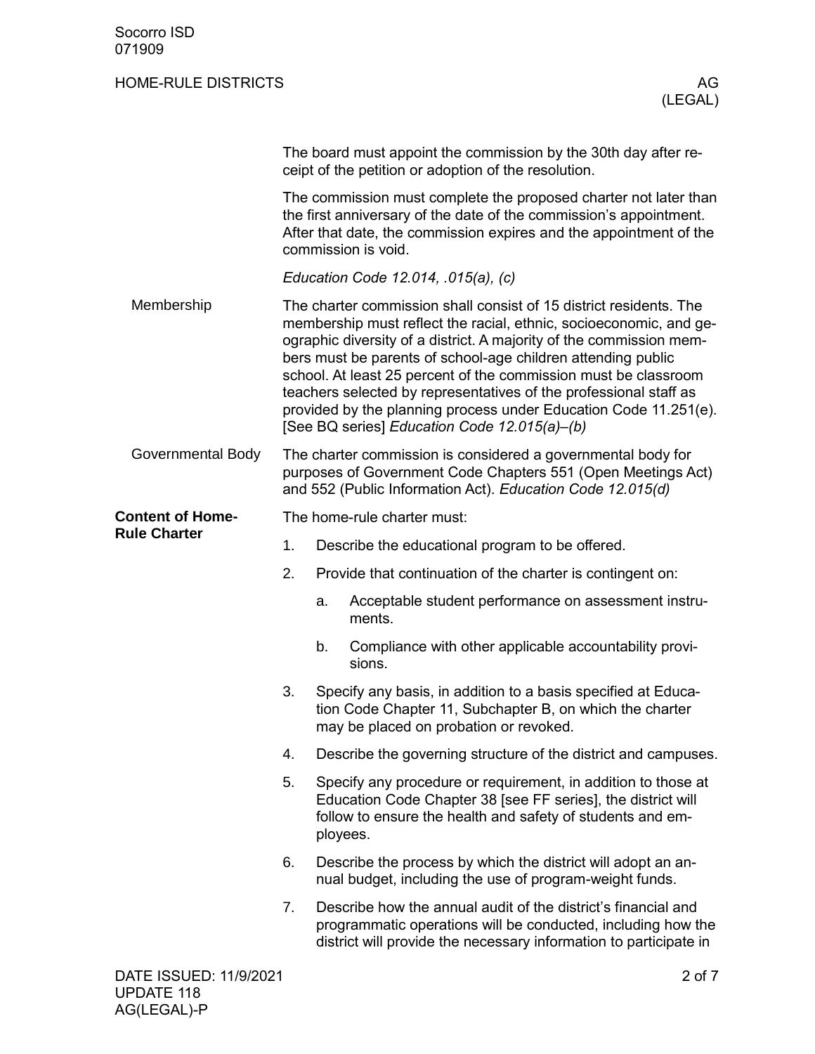The board must appoint the commission by the 30th day after receipt of the petition or adoption of the resolution.

The commission must complete the proposed charter not later than the first anniversary of the date of the commission's appointment. After that date, the commission expires and the appointment of the commission is void.

*Education Code 12.014, .015(a), (c)*

### Membership

The charter commission shall consist of 15 district residents. The membership must reflect the racial, ethnic, socioeconomic, and geographic diversity of a district. A majority of the commission members must be parents of school-age children attending public school. At least 25 percent of the commission must be classroom teachers selected by representatives of the professional staff as provided by the planning process under Education Code 11.251(e). [See BQ series] *Education Code 12.015(a)–(b)*

### Governmental Body

The charter commission is considered a governmental body for purposes of Government Code Chapters 551 (Open Meetings Act) and 552 (Public Information Act). *Education Code 12.015(d)*

## Content of Home-Rule Charter

The home-rule charter must:

1. Describe the educational program to be offered.
2. Provide that continuation of the charter is contingent on:
   a. Acceptable student performance on assessment instruments.
   b. Compliance with other applicable accountability provisions.
3. Specify any basis, in addition to a basis specified at Education Code Chapter 11, Subchapter B, on which the charter may be placed on probation or revoked.
4. Describe the governing structure of the district and campuses.
5. Specify any procedure or requirement, in addition to those at Education Code Chapter 38 [see FF series], the district will follow to ensure the health and safety of students and employees.
6. Describe the process by which the district will adopt an annual budget, including the use of program-weight funds.
7. Describe how the annual audit of the district's financial and programmatic operations will be conducted, including how the district will provide the necessary information to participate in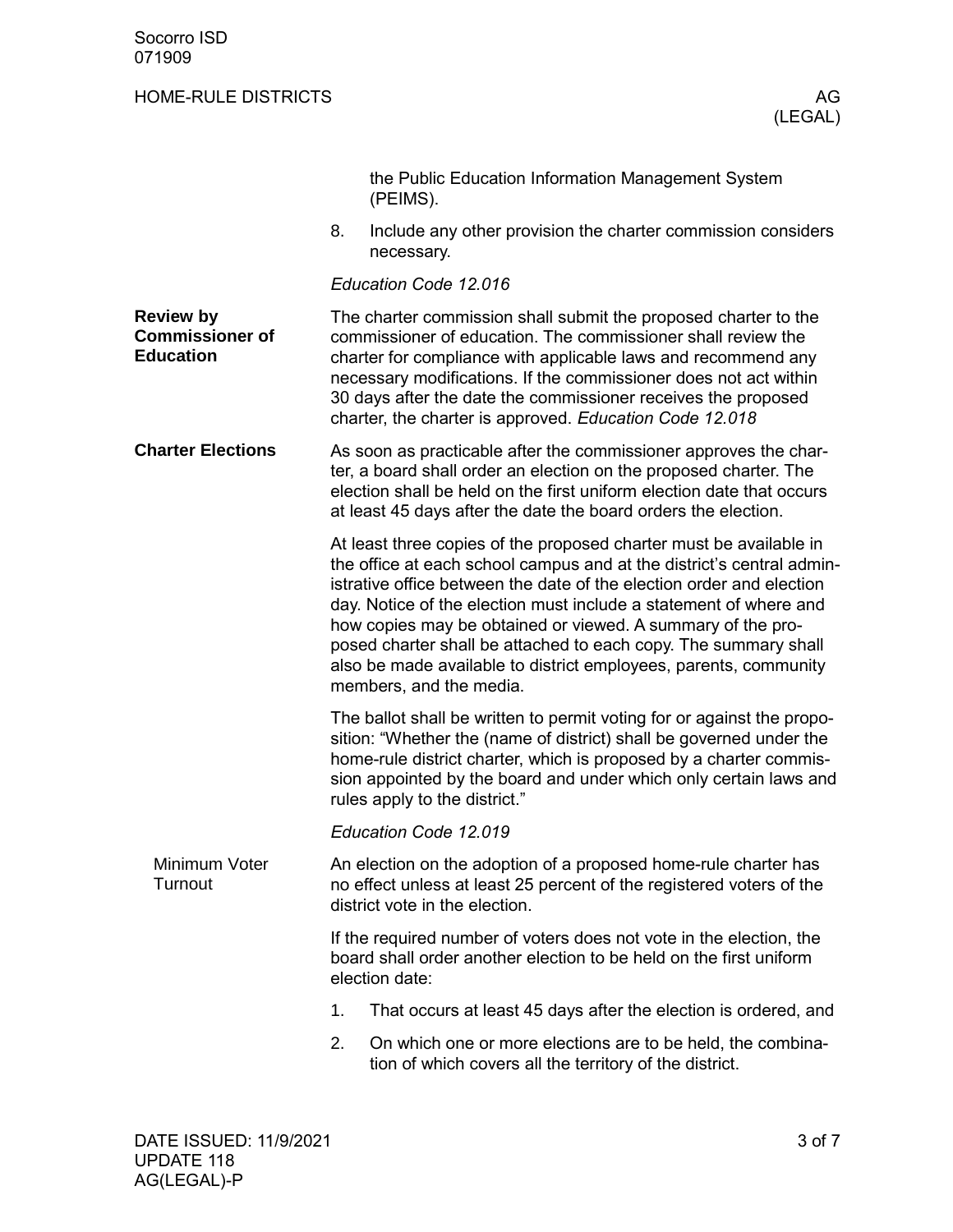the Public Education Information Management System (PEIMS).

8. Include any other provision the charter commission considers necessary.

*Education Code 12.016*

**Review by Commissioner of Education**

The charter commission shall submit the proposed charter to the commissioner of education. The commissioner shall review the charter for compliance with applicable laws and recommend any necessary modifications. If the commissioner does not act within 30 days after the date the commissioner receives the proposed charter, the charter is approved. *Education Code 12.018*

**Charter Elections**

As soon as practicable after the commissioner approves the charter, a board shall order an election on the proposed charter. The election shall be held on the first uniform election date that occurs at least 45 days after the date the board orders the election.

At least three copies of the proposed charter must be available in the office at each school campus and at the district's central administrative office between the date of the election order and election day. Notice of the election must include a statement of where and how copies may be obtained or viewed. A summary of the proposed charter shall be attached to each copy. The summary shall also be made available to district employees, parents, community members, and the media.

The ballot shall be written to permit voting for or against the proposition: "Whether the (name of district) shall be governed under the home-rule district charter, which is proposed by a charter commission appointed by the board and under which only certain laws and rules apply to the district."

*Education Code 12.019*

Minimum Voter Turnout

An election on the adoption of a proposed home-rule charter has no effect unless at least 25 percent of the registered voters of the district vote in the election.

If the required number of voters does not vote in the election, the board shall order another election to be held on the first uniform election date:

1. That occurs at least 45 days after the election is ordered, and
2. On which one or more elections are to be held, the combination of which covers all the territory of the district.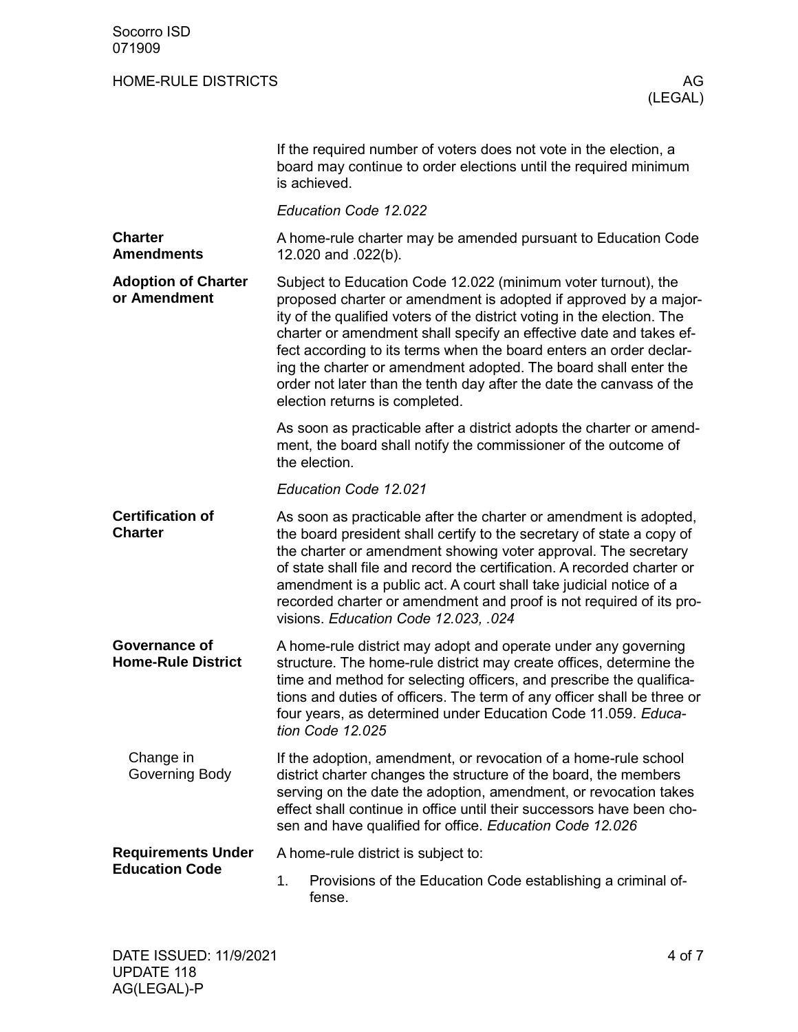If the required number of voters does not vote in the election, a board may continue to order elections until the required minimum is achieved.

*Education Code 12.022*

**Charter Amendments**

A home-rule charter may be amended pursuant to Education Code 12.020 and .022(b).

**Adoption of Charter or Amendment**

Subject to Education Code 12.022 (minimum voter turnout), the proposed charter or amendment is adopted if approved by a majority of the qualified voters of the district voting in the election. The charter or amendment shall specify an effective date and takes effect according to its terms when the board enters an order declaring the charter or amendment adopted. The board shall enter the order not later than the tenth day after the date the canvass of the election returns is completed.

As soon as practicable after a district adopts the charter or amendment, the board shall notify the commissioner of the outcome of the election.

*Education Code 12.021*

**Certification of Charter**

As soon as practicable after the charter or amendment is adopted, the board president shall certify to the secretary of state a copy of the charter or amendment showing voter approval. The secretary of state shall file and record the certification. A recorded charter or amendment is a public act. A court shall take judicial notice of a recorded charter or amendment and proof is not required of its provisions. *Education Code 12.023, .024*

**Governance of Home-Rule District**

A home-rule district may adopt and operate under any governing structure. The home-rule district may create offices, determine the time and method for selecting officers, and prescribe the qualifications and duties of officers. The term of any officer shall be three or four years, as determined under Education Code 11.059. *Education Code 12.025*

Change in Governing Body

If the adoption, amendment, or revocation of a home-rule school district charter changes the structure of the board, the members serving on the date the adoption, amendment, or revocation takes effect shall continue in office until their successors have been chosen and have qualified for office. *Education Code 12.026*

**Requirements Under Education Code**

A home-rule district is subject to:

1. Provisions of the Education Code establishing a criminal offense.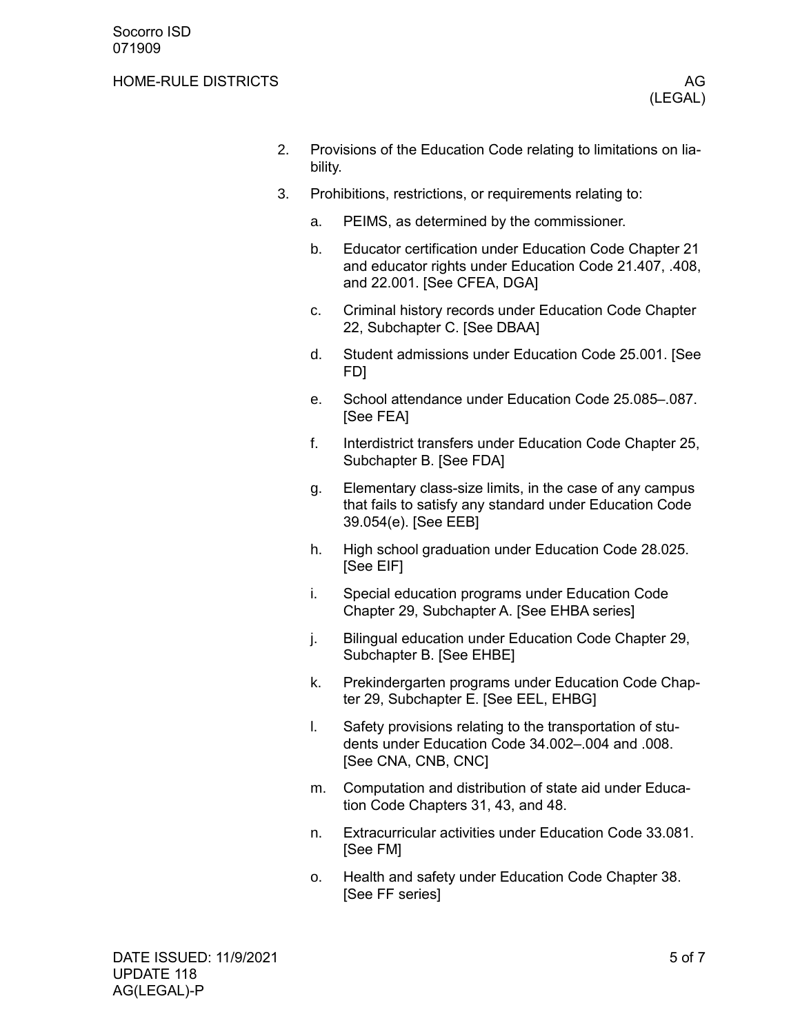2. Provisions of the Education Code relating to limitations on liability.
3. Prohibitions, restrictions, or requirements relating to:
   a. PEIMS, as determined by the commissioner.
   b. Educator certification under Education Code Chapter 21 and educator rights under Education Code 21.407, .408, and 22.001. [See CFEA, DGA]
   c. Criminal history records under Education Code Chapter 22, Subchapter C. [See DBAA]
   d. Student admissions under Education Code 25.001. [See FD]
   e. School attendance under Education Code 25.085–.087. [See FEA]
   f. Interdistrict transfers under Education Code Chapter 25, Subchapter B. [See FDA]
   g. Elementary class-size limits, in the case of any campus that fails to satisfy any standard under Education Code 39.054(e). [See EEB]
   h. High school graduation under Education Code 28.025. [See EIF]
   i. Special education programs under Education Code Chapter 29, Subchapter A. [See EHBA series]
   j. Bilingual education under Education Code Chapter 29, Subchapter B. [See EHBE]
   k. Prekindergarten programs under Education Code Chapter 29, Subchapter E. [See EEL, EHBG]
   l. Safety provisions relating to the transportation of students under Education Code 34.002–.004 and .008. [See CNA, CNB, CNC]
   m. Computation and distribution of state aid under Education Code Chapters 31, 43, and 48.
   n. Extracurricular activities under Education Code 33.081. [See FM]
   o. Health and safety under Education Code Chapter 38. [See FF series]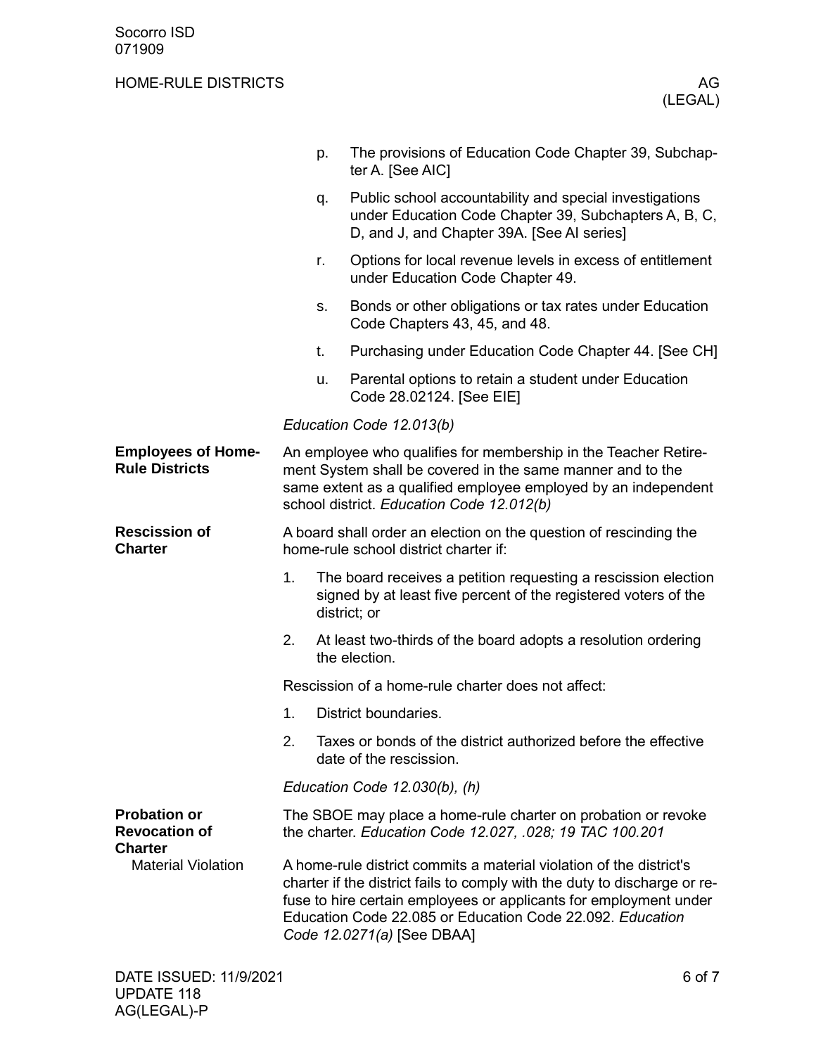p. The provisions of Education Code Chapter 39, Subchapter A. [See AIC]

q. Public school accountability and special investigations under Education Code Chapter 39, Subchapters A, B, C, D, and J, and Chapter 39A. [See AI series]

r. Options for local revenue levels in excess of entitlement under Education Code Chapter 49.

s. Bonds or other obligations or tax rates under Education Code Chapters 43, 45, and 48.

t. Purchasing under Education Code Chapter 44. [See CH]

u. Parental options to retain a student under Education Code 28.02124. [See EIE]

*Education Code 12.013(b)*

## Employees of Home-Rule Districts

An employee who qualifies for membership in the Teacher Retirement System shall be covered in the same manner and to the same extent as a qualified employee employed by an independent school district. *Education Code 12.012(b)*

## Rescission of Charter

A board shall order an election on the question of rescinding the home-rule school district charter if:

1. The board receives a petition requesting a rescission election signed by at least five percent of the registered voters of the district; or
2. At least two-thirds of the board adopts a resolution ordering the election.

Rescission of a home-rule charter does not affect:

1. District boundaries.
2. Taxes or bonds of the district authorized before the effective date of the rescission.

*Education Code 12.030(b), (h)*

## Probation or Revocation of Charter

The SBOE may place a home-rule charter on probation or revoke the charter. *Education Code 12.027, .028; 19 TAC 100.201*

### Material Violation

A home-rule district commits a material violation of the district's charter if the district fails to comply with the duty to discharge or refuse to hire certain employees or applicants for employment under Education Code 22.085 or Education Code 22.092. *Education Code 12.0271(a)* [See DBAA]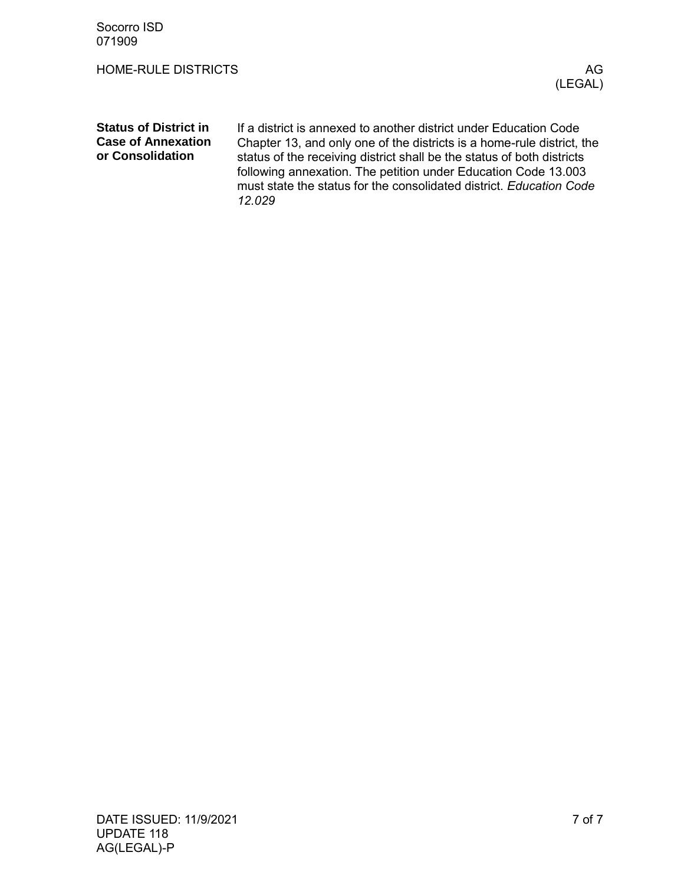**Status of District in Case of Annexation or Consolidation**

If a district is annexed to another district under Education Code Chapter 13, and only one of the districts is a home-rule district, the status of the receiving district shall be the status of both districts following annexation. The petition under Education Code 13.003 must state the status for the consolidated district. *Education Code 12.029*